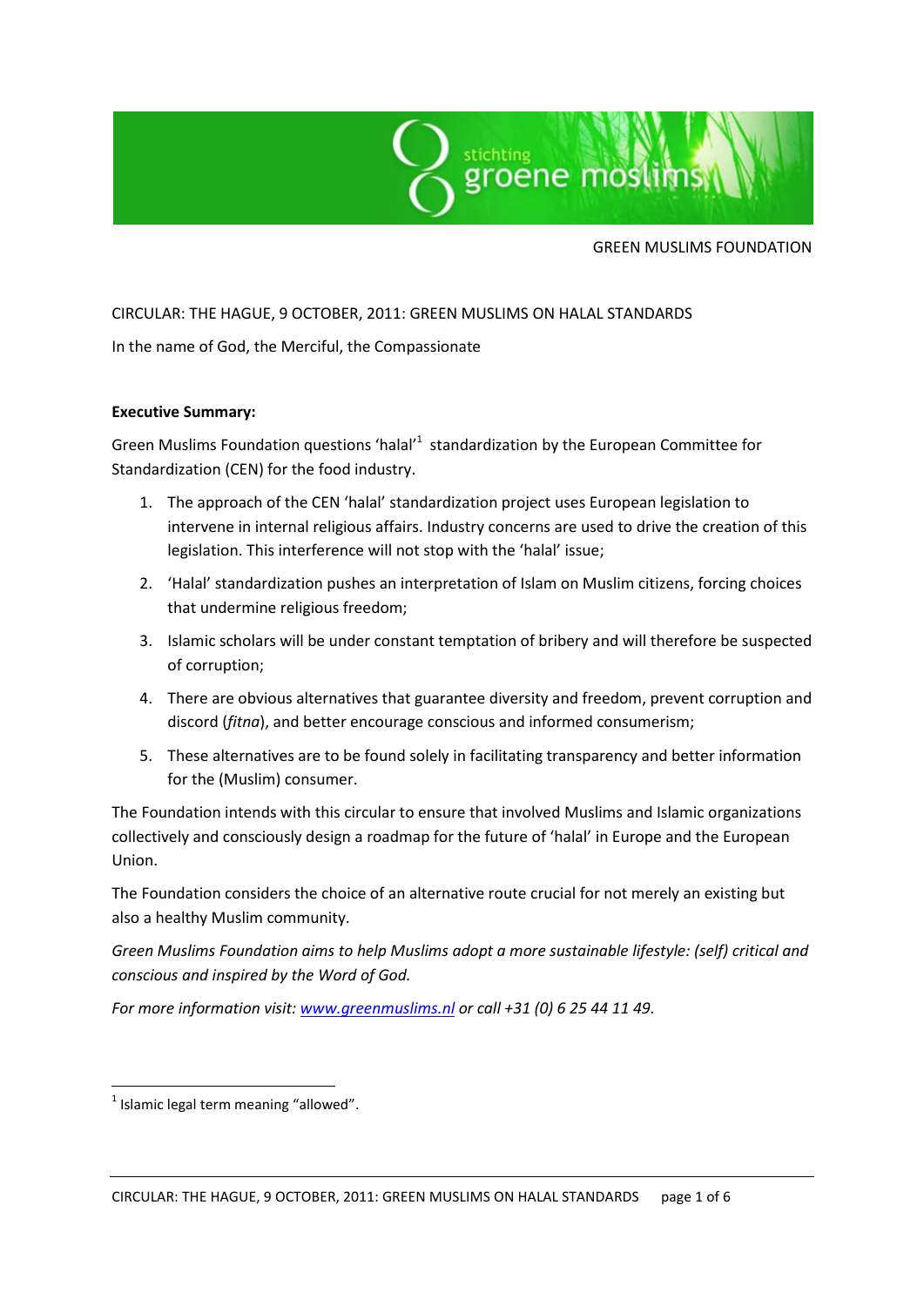GREEN MUSLIMS FOUNDATION

CIRCULAR: THE HAGUE, 9 OCTOBER, 2011: GREEN MUSLIMS ON HALAL STANDARDS

In the name of God, the Merciful, the Compassionate

**Executive Summary:**

Green Muslims Foundation questions 'halal'[1] standardization by the European Committee for Standardization (CEN) for the food industry.

1. The approach of the CEN 'halal' standardization project uses European legislation to intervene in internal religious affairs. Industry concerns are used to drive the creation of this legislation. This interference will not stop with the 'halal' issue;
2. 'Halal' standardization pushes an interpretation of Islam on Muslim citizens, forcing choices that undermine religious freedom;
3. Islamic scholars will be under constant temptation of bribery and will therefore be suspected of corruption;
4. There are obvious alternatives that guarantee diversity and freedom, prevent corruption and discord (*fitna*), and better encourage conscious and informed consumerism;
5. These alternatives are to be found solely in facilitating transparency and better information for the (Muslim) consumer.

The Foundation intends with this circular to ensure that involved Muslims and Islamic organizations collectively and consciously design a roadmap for the future of 'halal' in Europe and the European Union.

The Foundation considers the choice of an alternative route crucial for not merely an existing but also a healthy Muslim community.

*Green Muslims Foundation aims to help Muslims adopt a more sustainable lifestyle: (self) critical and conscious and inspired by the Word of God.*

*For more information visit: [www.greenmuslims.nl](http://www.greenmuslims.nl) or call +31 (0) 6 25 44 11 49.*

[1] Islamic legal term meaning "allowed".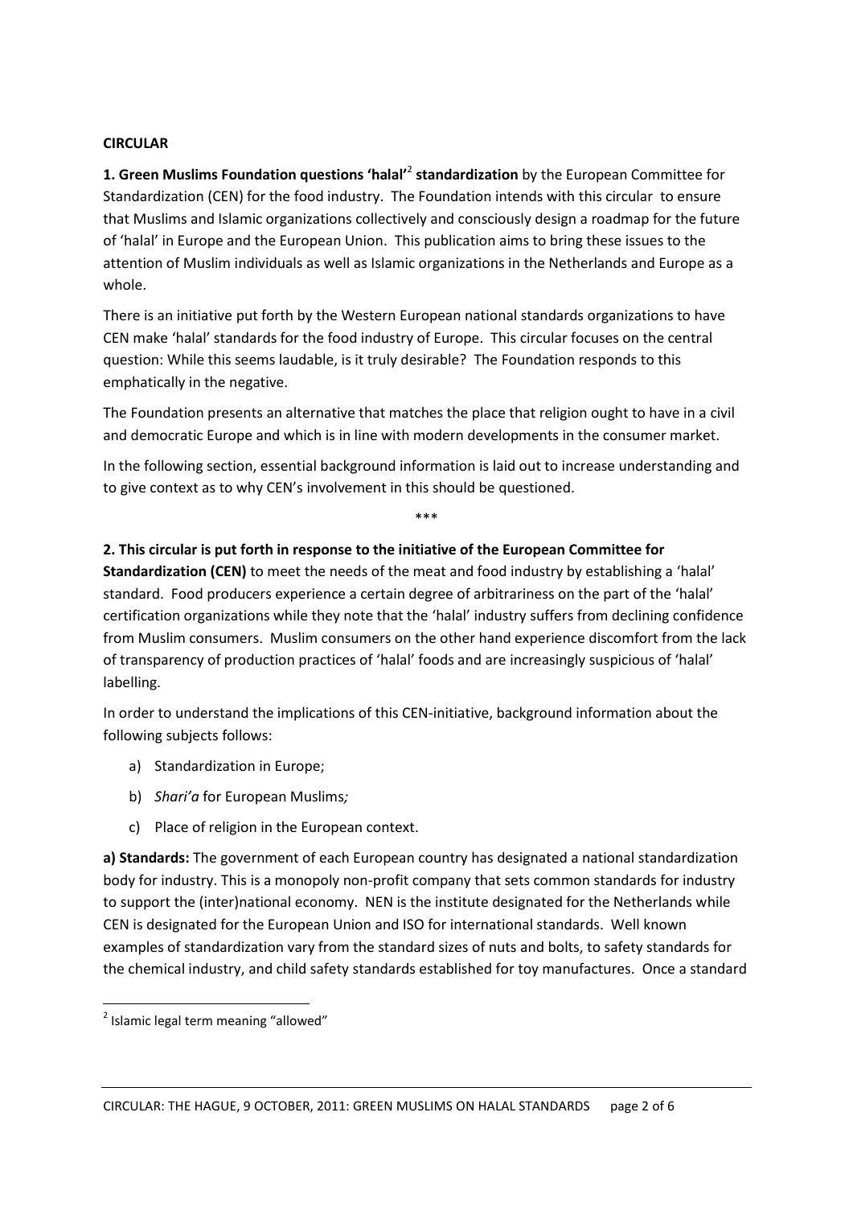**CIRCULAR**

**1. Green Muslims Foundation questions 'halal'**[2] **standardization** by the European Committee for Standardization (CEN) for the food industry. The Foundation intends with this circular to ensure that Muslims and Islamic organizations collectively and consciously design a roadmap for the future of 'halal' in Europe and the European Union. This publication aims to bring these issues to the attention of Muslim individuals as well as Islamic organizations in the Netherlands and Europe as a whole.

There is an initiative put forth by the Western European national standards organizations to have CEN make 'halal' standards for the food industry of Europe. This circular focuses on the central question: While this seems laudable, is it truly desirable? The Foundation responds to this emphatically in the negative.

The Foundation presents an alternative that matches the place that religion ought to have in a civil and democratic Europe and which is in line with modern developments in the consumer market.

In the following section, essential background information is laid out to increase understanding and to give context as to why CEN's involvement in this should be questioned.

\*\*\*

**2. This circular is put forth in response to the initiative of the European Committee for Standardization (CEN)** to meet the needs of the meat and food industry by establishing a 'halal' standard. Food producers experience a certain degree of arbitrariness on the part of the 'halal' certification organizations while they note that the 'halal' industry suffers from declining confidence from Muslim consumers. Muslim consumers on the other hand experience discomfort from the lack of transparency of production practices of 'halal' foods and are increasingly suspicious of 'halal' labelling.

In order to understand the implications of this CEN-initiative, background information about the following subjects follows:

a) Standardization in Europe;

b) *Shari'a* for European Muslims*;*

c) Place of religion in the European context.

**a) Standards:** The government of each European country has designated a national standardization body for industry. This is a monopoly non-profit company that sets common standards for industry to support the (inter)national economy. NEN is the institute designated for the Netherlands while CEN is designated for the European Union and ISO for international standards. Well known examples of standardization vary from the standard sizes of nuts and bolts, to safety standards for the chemical industry, and child safety standards established for toy manufactures. Once a standard

[2] Islamic legal term meaning "allowed"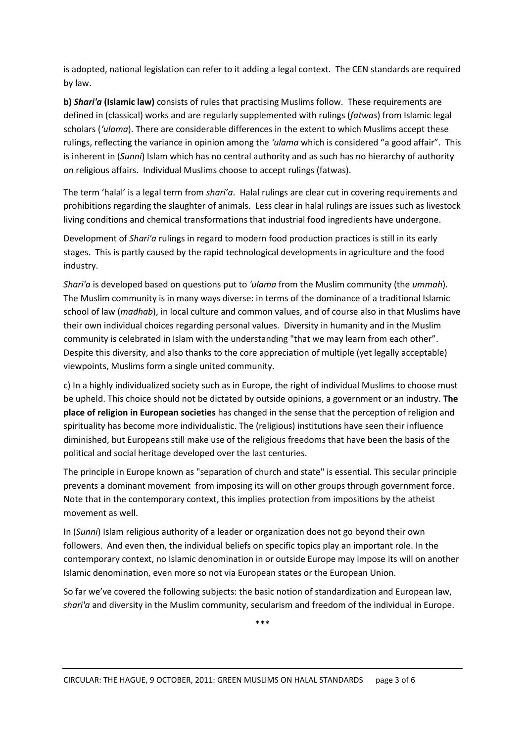is adopted, national legislation can refer to it adding a legal context. The CEN standards are required by law.

**b) *Shari'a* (Islamic law)** consists of rules that practising Muslims follow. These requirements are defined in (classical) works and are regularly supplemented with rulings (*fatwas*) from Islamic legal scholars (*'ulama*). There are considerable differences in the extent to which Muslims accept these rulings, reflecting the variance in opinion among the *'ulama* which is considered "a good affair". This is inherent in (*Sunni*) Islam which has no central authority and as such has no hierarchy of authority on religious affairs. Individual Muslims choose to accept rulings (fatwas).

The term 'halal' is a legal term from *shari'a*. Halal rulings are clear cut in covering requirements and prohibitions regarding the slaughter of animals. Less clear in halal rulings are issues such as livestock living conditions and chemical transformations that industrial food ingredients have undergone.

Development of *Shari'a* rulings in regard to modern food production practices is still in its early stages. This is partly caused by the rapid technological developments in agriculture and the food industry.

*Shari'a* is developed based on questions put to *'ulama* from the Muslim community (the *ummah*). The Muslim community is in many ways diverse: in terms of the dominance of a traditional Islamic school of law (*madhab*), in local culture and common values, and of course also in that Muslims have their own individual choices regarding personal values. Diversity in humanity and in the Muslim community is celebrated in Islam with the understanding "that we may learn from each other". Despite this diversity, and also thanks to the core appreciation of multiple (yet legally acceptable) viewpoints, Muslims form a single united community.

c) In a highly individualized society such as in Europe, the right of individual Muslims to choose must be upheld. This choice should not be dictated by outside opinions, a government or an industry. **The place of religion in European societies** has changed in the sense that the perception of religion and spirituality has become more individualistic. The (religious) institutions have seen their influence diminished, but Europeans still make use of the religious freedoms that have been the basis of the political and social heritage developed over the last centuries.

The principle in Europe known as "separation of church and state" is essential. This secular principle prevents a dominant movement from imposing its will on other groups through government force. Note that in the contemporary context, this implies protection from impositions by the atheist movement as well.

In (*Sunni*) Islam religious authority of a leader or organization does not go beyond their own followers. And even then, the individual beliefs on specific topics play an important role. In the contemporary context, no Islamic denomination in or outside Europe may impose its will on another Islamic denomination, even more so not via European states or the European Union.

So far we've covered the following subjects: the basic notion of standardization and European law, *shari'a* and diversity in the Muslim community, secularism and freedom of the individual in Europe.

***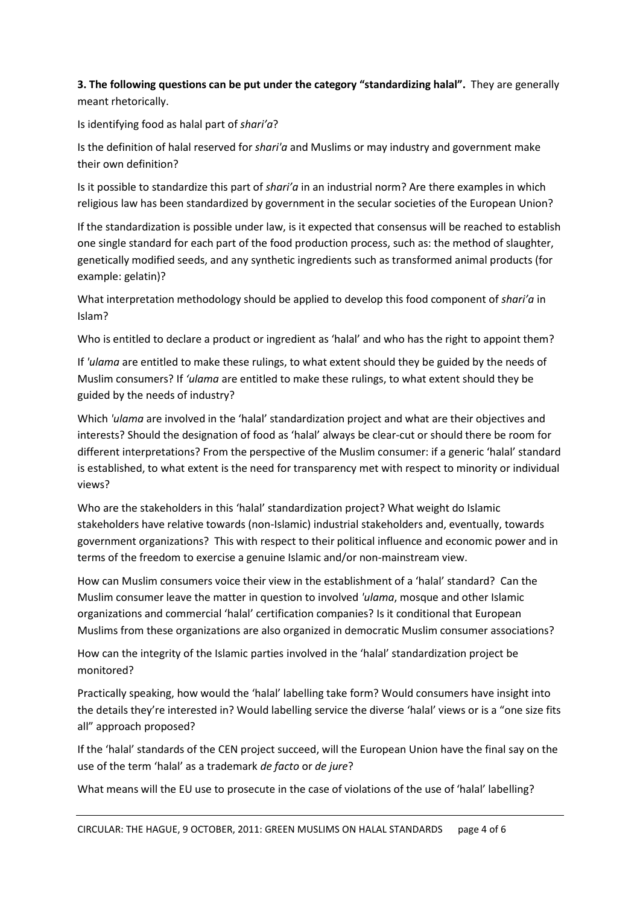**3. The following questions can be put under the category "standardizing halal".** They are generally meant rhetorically.

Is identifying food as halal part of *shari'a*?

Is the definition of halal reserved for *shari'a* and Muslims or may industry and government make their own definition?

Is it possible to standardize this part of *shari'a* in an industrial norm? Are there examples in which religious law has been standardized by government in the secular societies of the European Union?

If the standardization is possible under law, is it expected that consensus will be reached to establish one single standard for each part of the food production process, such as: the method of slaughter, genetically modified seeds, and any synthetic ingredients such as transformed animal products (for example: gelatin)?

What interpretation methodology should be applied to develop this food component of *shari'a* in Islam?

Who is entitled to declare a product or ingredient as 'halal' and who has the right to appoint them?

If *'ulama* are entitled to make these rulings, to what extent should they be guided by the needs of Muslim consumers? If *'ulama* are entitled to make these rulings, to what extent should they be guided by the needs of industry?

Which *'ulama* are involved in the 'halal' standardization project and what are their objectives and interests? Should the designation of food as 'halal' always be clear-cut or should there be room for different interpretations? From the perspective of the Muslim consumer: if a generic 'halal' standard is established, to what extent is the need for transparency met with respect to minority or individual views?

Who are the stakeholders in this 'halal' standardization project? What weight do Islamic stakeholders have relative towards (non-Islamic) industrial stakeholders and, eventually, towards government organizations? This with respect to their political influence and economic power and in terms of the freedom to exercise a genuine Islamic and/or non-mainstream view.

How can Muslim consumers voice their view in the establishment of a 'halal' standard? Can the Muslim consumer leave the matter in question to involved *'ulama*, mosque and other Islamic organizations and commercial 'halal' certification companies? Is it conditional that European Muslims from these organizations are also organized in democratic Muslim consumer associations?

How can the integrity of the Islamic parties involved in the 'halal' standardization project be monitored?

Practically speaking, how would the 'halal' labelling take form? Would consumers have insight into the details they're interested in? Would labelling service the diverse 'halal' views or is a "one size fits all" approach proposed?

If the 'halal' standards of the CEN project succeed, will the European Union have the final say on the use of the term 'halal' as a trademark *de facto* or *de jure*?

What means will the EU use to prosecute in the case of violations of the use of 'halal' labelling?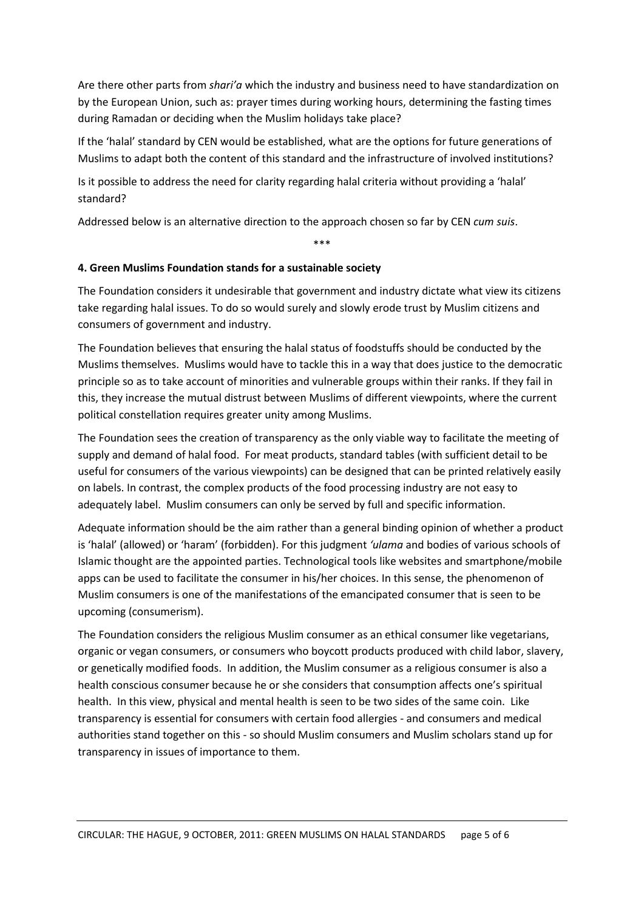Are there other parts from *shari'a* which the industry and business need to have standardization on by the European Union, such as: prayer times during working hours, determining the fasting times during Ramadan or deciding when the Muslim holidays take place?

If the 'halal' standard by CEN would be established, what are the options for future generations of Muslims to adapt both the content of this standard and the infrastructure of involved institutions?

Is it possible to address the need for clarity regarding halal criteria without providing a 'halal' standard?

Addressed below is an alternative direction to the approach chosen so far by CEN *cum suis*.

\*\*\*

**4. Green Muslims Foundation stands for a sustainable society**

The Foundation considers it undesirable that government and industry dictate what view its citizens take regarding halal issues. To do so would surely and slowly erode trust by Muslim citizens and consumers of government and industry.

The Foundation believes that ensuring the halal status of foodstuffs should be conducted by the Muslims themselves. Muslims would have to tackle this in a way that does justice to the democratic principle so as to take account of minorities and vulnerable groups within their ranks. If they fail in this, they increase the mutual distrust between Muslims of different viewpoints, where the current political constellation requires greater unity among Muslims.

The Foundation sees the creation of transparency as the only viable way to facilitate the meeting of supply and demand of halal food. For meat products, standard tables (with sufficient detail to be useful for consumers of the various viewpoints) can be designed that can be printed relatively easily on labels. In contrast, the complex products of the food processing industry are not easy to adequately label. Muslim consumers can only be served by full and specific information.

Adequate information should be the aim rather than a general binding opinion of whether a product is 'halal' (allowed) or 'haram' (forbidden). For this judgment *'ulama* and bodies of various schools of Islamic thought are the appointed parties. Technological tools like websites and smartphone/mobile apps can be used to facilitate the consumer in his/her choices. In this sense, the phenomenon of Muslim consumers is one of the manifestations of the emancipated consumer that is seen to be upcoming (consumerism).

The Foundation considers the religious Muslim consumer as an ethical consumer like vegetarians, organic or vegan consumers, or consumers who boycott products produced with child labor, slavery, or genetically modified foods. In addition, the Muslim consumer as a religious consumer is also a health conscious consumer because he or she considers that consumption affects one's spiritual health. In this view, physical and mental health is seen to be two sides of the same coin. Like transparency is essential for consumers with certain food allergies - and consumers and medical authorities stand together on this - so should Muslim consumers and Muslim scholars stand up for transparency in issues of importance to them.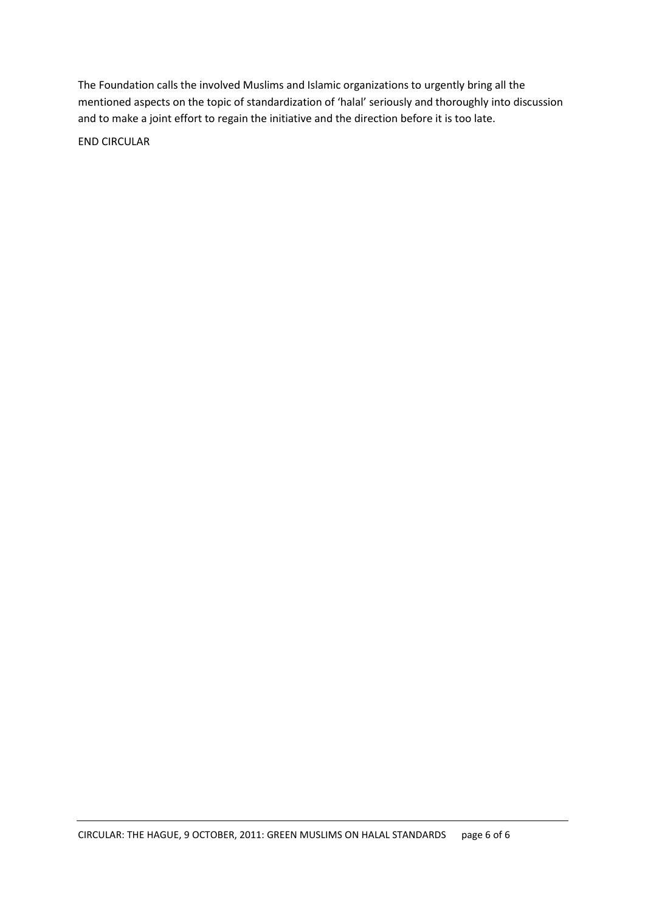The Foundation calls the involved Muslims and Islamic organizations to urgently bring all the mentioned aspects on the topic of standardization of 'halal' seriously and thoroughly into discussion and to make a joint effort to regain the initiative and the direction before it is too late.

END CIRCULAR